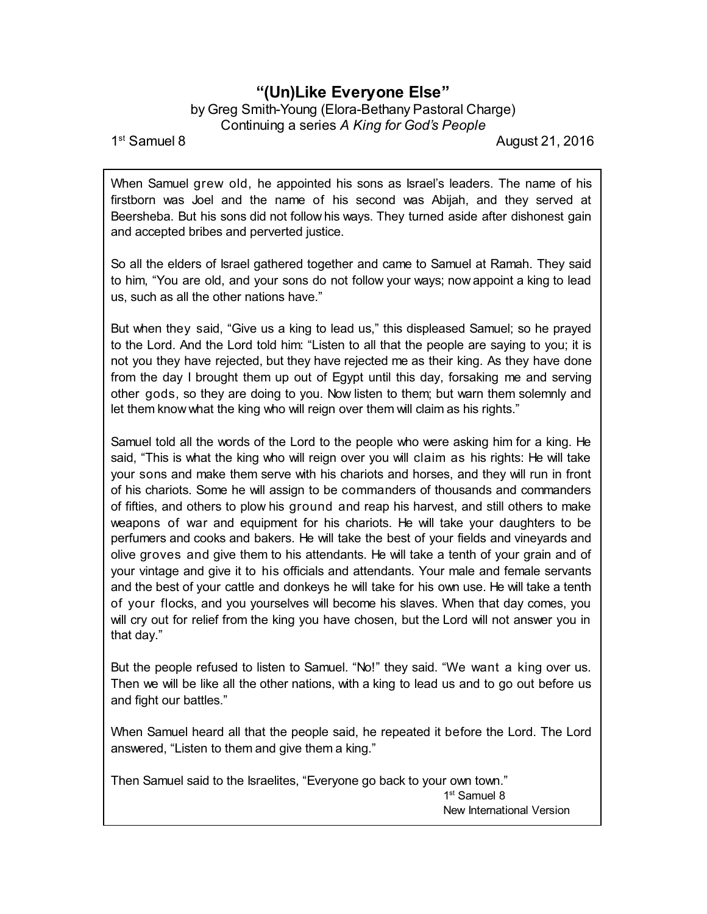# "(Un)Like Everyone Else"

by Greg Smith-Young (Elora-Bethany Pastoral Charge)
Continuing a series *A King for God's People*

1st Samuel 8 August 21, 2016

When Samuel grew old, he appointed his sons as Israel's leaders. The name of his firstborn was Joel and the name of his second was Abijah, and they served at Beersheba. But his sons did not follow his ways. They turned aside after dishonest gain and accepted bribes and perverted justice.

So all the elders of Israel gathered together and came to Samuel at Ramah. They said to him, "You are old, and your sons do not follow your ways; now appoint a king to lead us, such as all the other nations have."

But when they said, "Give us a king to lead us," this displeased Samuel; so he prayed to the Lord. And the Lord told him: "Listen to all that the people are saying to you; it is not you they have rejected, but they have rejected me as their king. As they have done from the day I brought them up out of Egypt until this day, forsaking me and serving other gods, so they are doing to you. Now listen to them; but warn them solemnly and let them know what the king who will reign over them will claim as his rights."

Samuel told all the words of the Lord to the people who were asking him for a king. He said, "This is what the king who will reign over you will claim as his rights: He will take your sons and make them serve with his chariots and horses, and they will run in front of his chariots. Some he will assign to be commanders of thousands and commanders of fifties, and others to plow his ground and reap his harvest, and still others to make weapons of war and equipment for his chariots. He will take your daughters to be perfumers and cooks and bakers. He will take the best of your fields and vineyards and olive groves and give them to his attendants. He will take a tenth of your grain and of your vintage and give it to his officials and attendants. Your male and female servants and the best of your cattle and donkeys he will take for his own use. He will take a tenth of your flocks, and you yourselves will become his slaves. When that day comes, you will cry out for relief from the king you have chosen, but the Lord will not answer you in that day."

But the people refused to listen to Samuel. "No!" they said. "We want a king over us. Then we will be like all the other nations, with a king to lead us and to go out before us and fight our battles."

When Samuel heard all that the people said, he repeated it before the Lord. The Lord answered, "Listen to them and give them a king."

Then Samuel said to the Israelites, "Everyone go back to your own town."

1st Samuel 8
New International Version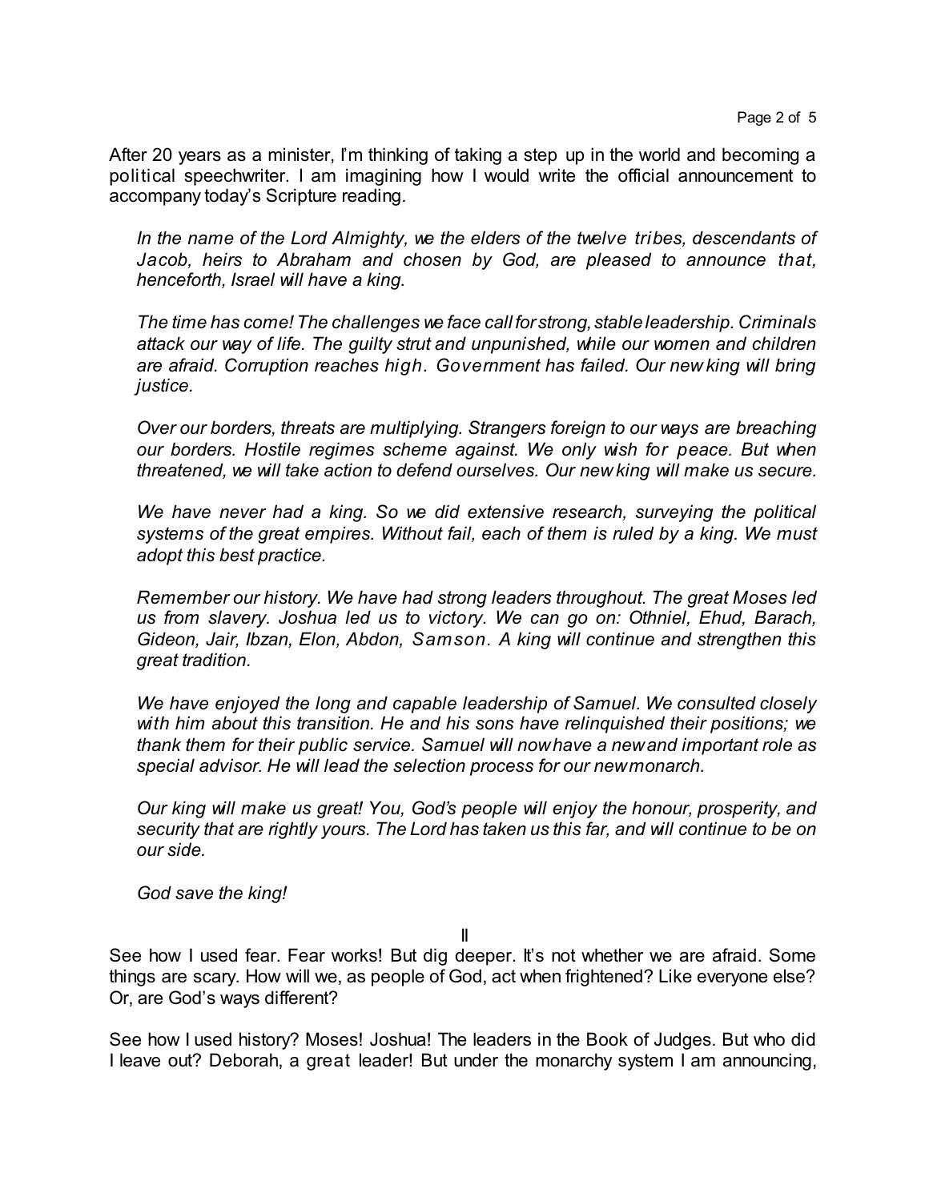After 20 years as a minister, I'm thinking of taking a step up in the world and becoming a political speechwriter. I am imagining how I would write the official announcement to accompany today's Scripture reading.

> *In the name of the Lord Almighty, we the elders of the twelve tribes, descendants of Jacob, heirs to Abraham and chosen by God, are pleased to announce that, henceforth, Israel will have a king.*
>
> *The time has come! The challenges we face call for strong, stable leadership. Criminals attack our way of life. The guilty strut and unpunished, while our women and children are afraid. Corruption reaches high. Government has failed. Our new king will bring justice.*
>
> *Over our borders, threats are multiplying. Strangers foreign to our ways are breaching our borders. Hostile regimes scheme against. We only wish for peace. But when threatened, we will take action to defend ourselves. Our new king will make us secure.*
>
> *We have never had a king. So we did extensive research, surveying the political systems of the great empires. Without fail, each of them is ruled by a king. We must adopt this best practice.*
>
> *Remember our history. We have had strong leaders throughout. The great Moses led us from slavery. Joshua led us to victory. We can go on: Othniel, Ehud, Barach, Gideon, Jair, Ibzan, Elon, Abdon, Samson. A king will continue and strengthen this great tradition.*
>
> *We have enjoyed the long and capable leadership of Samuel. We consulted closely with him about this transition. He and his sons have relinquished their positions; we thank them for their public service. Samuel will now have a new and important role as special advisor. He will lead the selection process for our new monarch.*
>
> *Our king will make us great! You, God's people will enjoy the honour, prosperity, and security that are rightly yours. The Lord has taken us this far, and will continue to be on our side.*
>
> *God save the king!*

II

See how I used fear. Fear works! But dig deeper. It's not whether we are afraid. Some things are scary. How will we, as people of God, act when frightened? Like everyone else? Or, are God's ways different?

See how I used history? Moses! Joshua! The leaders in the Book of Judges. But who did I leave out? Deborah, a great leader! But under the monarchy system I am announcing,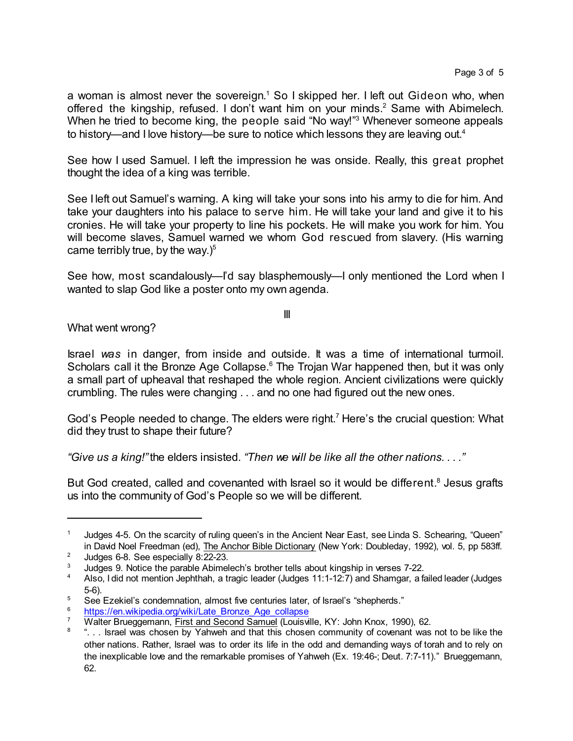a woman is almost never the sovereign.[1] So I skipped her. I left out Gideon who, when offered the kingship, refused. I don't want him on your minds.[2] Same with Abimelech. When he tried to become king, the people said "No way!"[3] Whenever someone appeals to history—and I love history—be sure to notice which lessons they are leaving out.[4]

See how I used Samuel. I left the impression he was onside. Really, this great prophet thought the idea of a king was terrible.

See I left out Samuel's warning. A king will take your sons into his army to die for him. And take your daughters into his palace to serve him. He will take your land and give it to his cronies. He will take your property to line his pockets. He will make you work for him. You will become slaves, Samuel warned we whom God rescued from slavery. (His warning came terribly true, by the way.)[5]

See how, most scandalously—I'd say blasphemously—I only mentioned the Lord when I wanted to slap God like a poster onto my own agenda.

III

What went wrong?

Israel *was* in danger, from inside and outside. It was a time of international turmoil. Scholars call it the Bronze Age Collapse.[6] The Trojan War happened then, but it was only a small part of upheaval that reshaped the whole region. Ancient civilizations were quickly crumbling. The rules were changing . . . and no one had figured out the new ones.

God's People needed to change. The elders were right.[7] Here's the crucial question: What did they trust to shape their future?

*"Give us a king!"* the elders insisted. *"Then we will be like all the other nations. . . ."*

But God created, called and covenanted with Israel so it would be different.[8] Jesus grafts us into the community of God's People so we will be different.

---

[1] Judges 4-5. On the scarcity of ruling queen's in the Ancient Near East, see Linda S. Schearing, "Queen" in David Noel Freedman (ed), The Anchor Bible Dictionary (New York: Doubleday, 1992), vol. 5, pp 583ff.

[2] Judges 6-8. See especially 8:22-23.

[3] Judges 9. Notice the parable Abimelech's brother tells about kingship in verses 7-22.

[4] Also, I did not mention Jephthah, a tragic leader (Judges 11:1-12:7) and Shamgar, a failed leader (Judges 5-6).

[5] See Ezekiel's condemnation, almost five centuries later, of Israel's "shepherds."

[6] https://en.wikipedia.org/wiki/Late_Bronze_Age_collapse

[7] Walter Brueggemann, First and Second Samuel (Louisville, KY: John Knox, 1990), 62.

[8] ". . . Israel was chosen by Yahweh and that this chosen community of covenant was not to be like the other nations. Rather, Israel was to order its life in the odd and demanding ways of torah and to rely on the inexplicable love and the remarkable promises of Yahweh (Ex. 19:46-; Deut. 7:7-11)." Brueggemann, 62.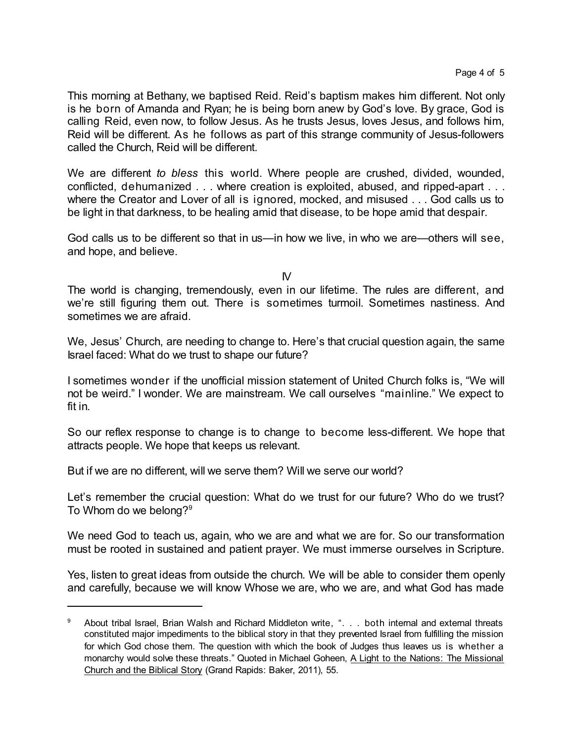This morning at Bethany, we baptised Reid. Reid's baptism makes him different. Not only is he born of Amanda and Ryan; he is being born anew by God's love. By grace, God is calling Reid, even now, to follow Jesus. As he trusts Jesus, loves Jesus, and follows him, Reid will be different. As he follows as part of this strange community of Jesus-followers called the Church, Reid will be different.

We are different *to bless* this world. Where people are crushed, divided, wounded, conflicted, dehumanized . . . where creation is exploited, abused, and ripped-apart . . . where the Creator and Lover of all is ignored, mocked, and misused . . . God calls us to be light in that darkness, to be healing amid that disease, to be hope amid that despair.

God calls us to be different so that in us—in how we live, in who we are—others will see, and hope, and believe.

## IV

The world is changing, tremendously, even in our lifetime. The rules are different, and we're still figuring them out. There is sometimes turmoil. Sometimes nastiness. And sometimes we are afraid.

We, Jesus' Church, are needing to change to. Here's that crucial question again, the same Israel faced: What do we trust to shape our future?

I sometimes wonder if the unofficial mission statement of United Church folks is, "We will not be weird." I wonder. We are mainstream. We call ourselves "mainline." We expect to fit in.

So our reflex response to change is to change to become less-different. We hope that attracts people. We hope that keeps us relevant.

But if we are no different, will we serve them? Will we serve our world?

Let's remember the crucial question: What do we trust for our future? Who do we trust? To Whom do we belong?[9]

We need God to teach us, again, who we are and what we are for. So our transformation must be rooted in sustained and patient prayer. We must immerse ourselves in Scripture.

Yes, listen to great ideas from outside the church. We will be able to consider them openly and carefully, because we will know Whose we are, who we are, and what God has made

---

[9] About tribal Israel, Brian Walsh and Richard Middleton write, ". . . both internal and external threats constituted major impediments to the biblical story in that they prevented Israel from fulfilling the mission for which God chose them. The question with which the book of Judges thus leaves us is whether a monarchy would solve these threats." Quoted in Michael Goheen, A Light to the Nations: The Missional Church and the Biblical Story (Grand Rapids: Baker, 2011), 55.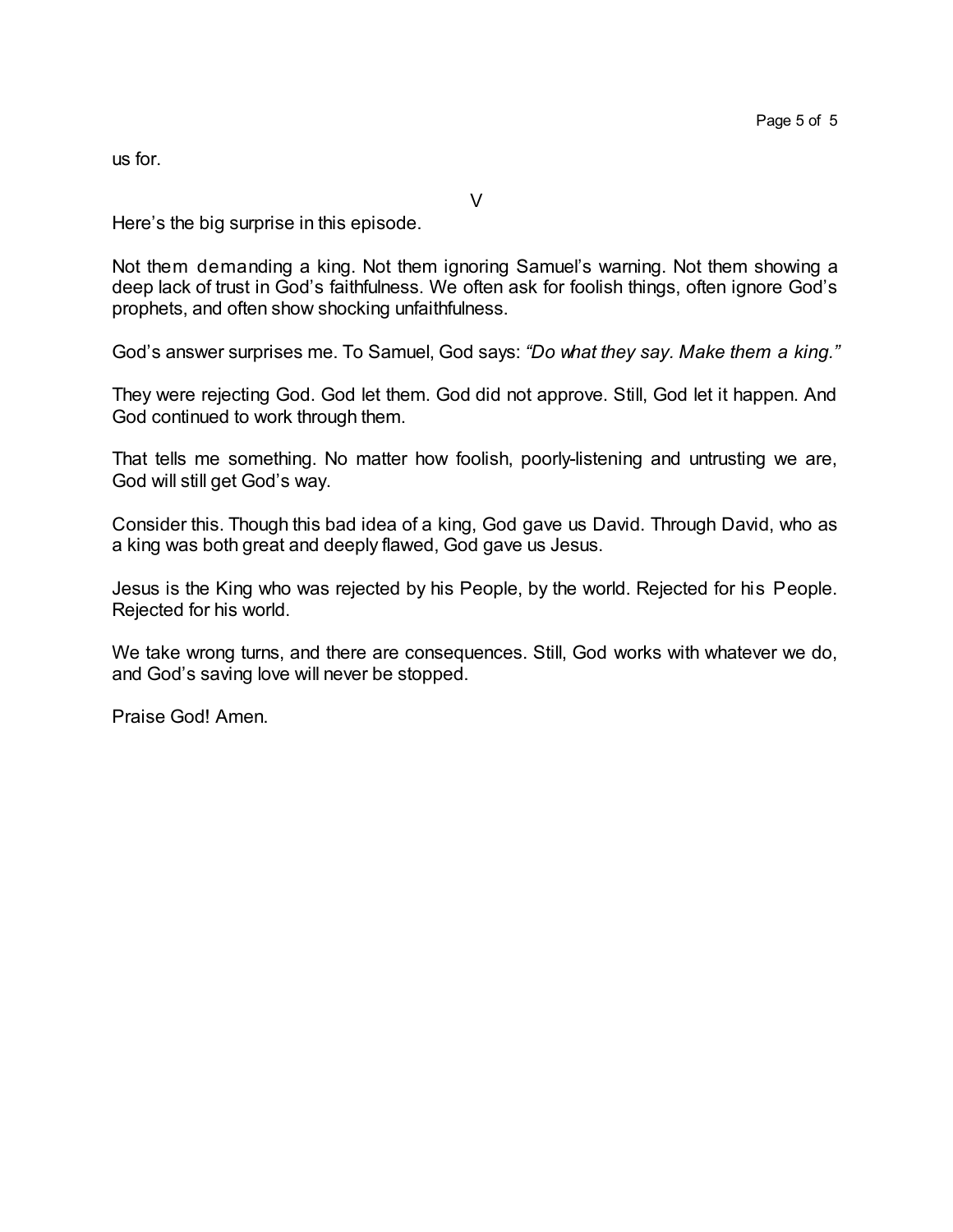us for.

V

Here's the big surprise in this episode.

Not them demanding a king. Not them ignoring Samuel's warning. Not them showing a deep lack of trust in God's faithfulness. We often ask for foolish things, often ignore God's prophets, and often show shocking unfaithfulness.

God's answer surprises me. To Samuel, God says: *"Do what they say. Make them a king."*

They were rejecting God. God let them. God did not approve. Still, God let it happen. And God continued to work through them.

That tells me something. No matter how foolish, poorly-listening and untrusting we are, God will still get God's way.

Consider this. Though this bad idea of a king, God gave us David. Through David, who as a king was both great and deeply flawed, God gave us Jesus.

Jesus is the King who was rejected by his People, by the world. Rejected for his People. Rejected for his world.

We take wrong turns, and there are consequences. Still, God works with whatever we do, and God's saving love will never be stopped.

Praise God! Amen.